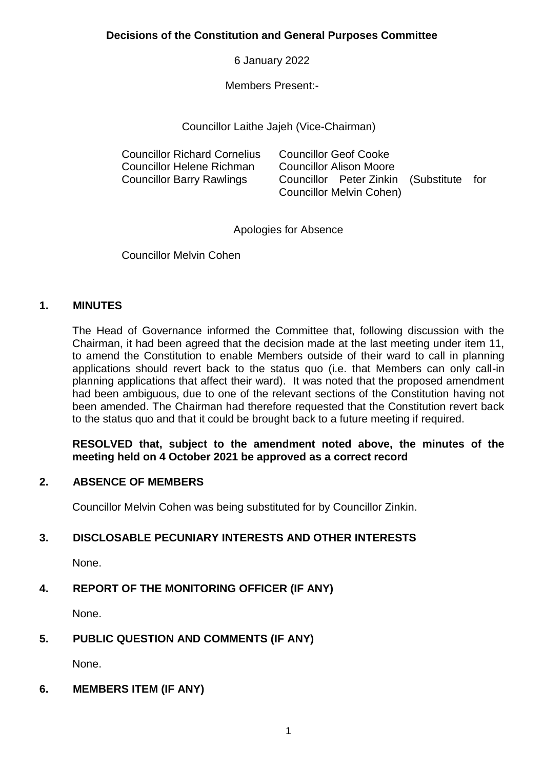# Decisions of the Constitution and General Purposes Committee

6 January 2022

Members Present:-

Councillor Laithe Jajeh (Vice-Chairman)

Councillor Richard Cornelius
Councillor Helene Richman
Councillor Barry Rawlings
Councillor Geof Cooke
Councillor Alison Moore
Councillor Peter Zinkin (Substitute for Councillor Melvin Cohen)

Apologies for Absence

Councillor Melvin Cohen

## 1. MINUTES

The Head of Governance informed the Committee that, following discussion with the Chairman, it had been agreed that the decision made at the last meeting under item 11, to amend the Constitution to enable Members outside of their ward to call in planning applications should revert back to the status quo (i.e. that Members can only call-in planning applications that affect their ward). It was noted that the proposed amendment had been ambiguous, due to one of the relevant sections of the Constitution having not been amended. The Chairman had therefore requested that the Constitution revert back to the status quo and that it could be brought back to a future meeting if required.

**RESOLVED that, subject to the amendment noted above, the minutes of the meeting held on 4 October 2021 be approved as a correct record**

## 2. ABSENCE OF MEMBERS

Councillor Melvin Cohen was being substituted for by Councillor Zinkin.

## 3. DISCLOSABLE PECUNIARY INTERESTS AND OTHER INTERESTS

None.

## 4. REPORT OF THE MONITORING OFFICER (IF ANY)

None.

## 5. PUBLIC QUESTION AND COMMENTS (IF ANY)

None.

## 6. MEMBERS ITEM (IF ANY)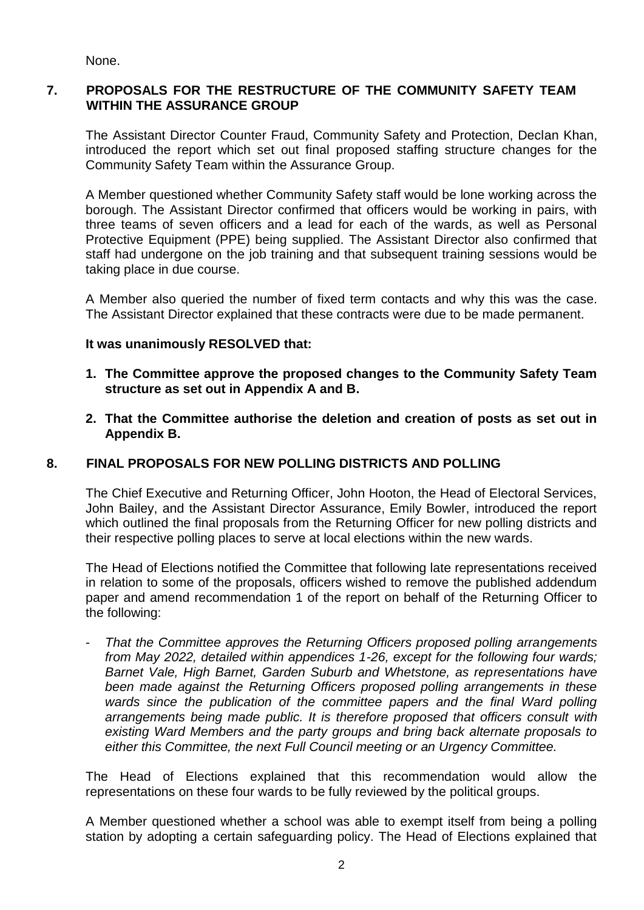None.

## 7. PROPOSALS FOR THE RESTRUCTURE OF THE COMMUNITY SAFETY TEAM WITHIN THE ASSURANCE GROUP

The Assistant Director Counter Fraud, Community Safety and Protection, Declan Khan, introduced the report which set out final proposed staffing structure changes for the Community Safety Team within the Assurance Group.

A Member questioned whether Community Safety staff would be lone working across the borough. The Assistant Director confirmed that officers would be working in pairs, with three teams of seven officers and a lead for each of the wards, as well as Personal Protective Equipment (PPE) being supplied. The Assistant Director also confirmed that staff had undergone on the job training and that subsequent training sessions would be taking place in due course.

A Member also queried the number of fixed term contacts and why this was the case. The Assistant Director explained that these contracts were due to be made permanent.

**It was unanimously RESOLVED that:**

1. **The Committee approve the proposed changes to the Community Safety Team structure as set out in Appendix A and B.**
2. **That the Committee authorise the deletion and creation of posts as set out in Appendix B.**

## 8. FINAL PROPOSALS FOR NEW POLLING DISTRICTS AND POLLING

The Chief Executive and Returning Officer, John Hooton, the Head of Electoral Services, John Bailey, and the Assistant Director Assurance, Emily Bowler, introduced the report which outlined the final proposals from the Returning Officer for new polling districts and their respective polling places to serve at local elections within the new wards.

The Head of Elections notified the Committee that following late representations received in relation to some of the proposals, officers wished to remove the published addendum paper and amend recommendation 1 of the report on behalf of the Returning Officer to the following:

- *That the Committee approves the Returning Officers proposed polling arrangements from May 2022, detailed within appendices 1-26, except for the following four wards; Barnet Vale, High Barnet, Garden Suburb and Whetstone, as representations have been made against the Returning Officers proposed polling arrangements in these wards since the publication of the committee papers and the final Ward polling arrangements being made public. It is therefore proposed that officers consult with existing Ward Members and the party groups and bring back alternate proposals to either this Committee, the next Full Council meeting or an Urgency Committee.*

The Head of Elections explained that this recommendation would allow the representations on these four wards to be fully reviewed by the political groups.

A Member questioned whether a school was able to exempt itself from being a polling station by adopting a certain safeguarding policy. The Head of Elections explained that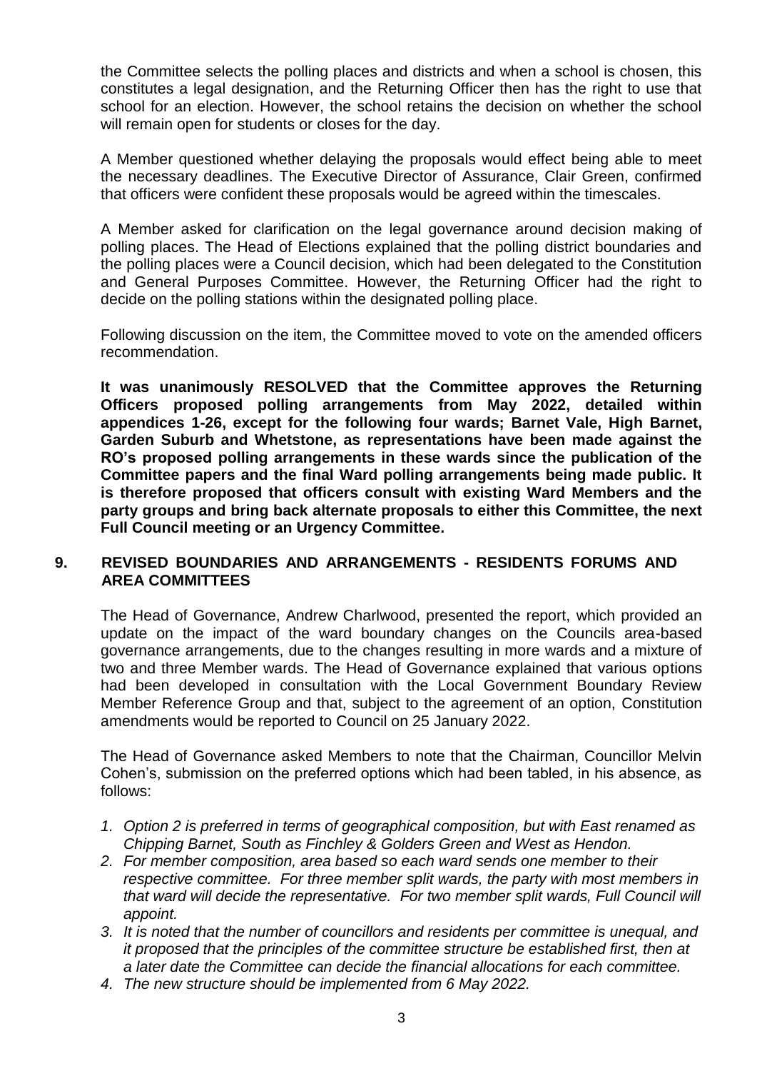the Committee selects the polling places and districts and when a school is chosen, this constitutes a legal designation, and the Returning Officer then has the right to use that school for an election. However, the school retains the decision on whether the school will remain open for students or closes for the day.

A Member questioned whether delaying the proposals would effect being able to meet the necessary deadlines. The Executive Director of Assurance, Clair Green, confirmed that officers were confident these proposals would be agreed within the timescales.

A Member asked for clarification on the legal governance around decision making of polling places. The Head of Elections explained that the polling district boundaries and the polling places were a Council decision, which had been delegated to the Constitution and General Purposes Committee. However, the Returning Officer had the right to decide on the polling stations within the designated polling place.

Following discussion on the item, the Committee moved to vote on the amended officers recommendation.

**It was unanimously RESOLVED that the Committee approves the Returning Officers proposed polling arrangements from May 2022, detailed within appendices 1-26, except for the following four wards; Barnet Vale, High Barnet, Garden Suburb and Whetstone, as representations have been made against the RO's proposed polling arrangements in these wards since the publication of the Committee papers and the final Ward polling arrangements being made public. It is therefore proposed that officers consult with existing Ward Members and the party groups and bring back alternate proposals to either this Committee, the next Full Council meeting or an Urgency Committee.**

## 9. REVISED BOUNDARIES AND ARRANGEMENTS - RESIDENTS FORUMS AND AREA COMMITTEES

The Head of Governance, Andrew Charlwood, presented the report, which provided an update on the impact of the ward boundary changes on the Councils area-based governance arrangements, due to the changes resulting in more wards and a mixture of two and three Member wards. The Head of Governance explained that various options had been developed in consultation with the Local Government Boundary Review Member Reference Group and that, subject to the agreement of an option, Constitution amendments would be reported to Council on 25 January 2022.

The Head of Governance asked Members to note that the Chairman, Councillor Melvin Cohen's, submission on the preferred options which had been tabled, in his absence, as follows:

1. *Option 2 is preferred in terms of geographical composition, but with East renamed as Chipping Barnet, South as Finchley & Golders Green and West as Hendon.*
2. *For member composition, area based so each ward sends one member to their respective committee. For three member split wards, the party with most members in that ward will decide the representative. For two member split wards, Full Council will appoint.*
3. *It is noted that the number of councillors and residents per committee is unequal, and it proposed that the principles of the committee structure be established first, then at a later date the Committee can decide the financial allocations for each committee.*
4. *The new structure should be implemented from 6 May 2022.*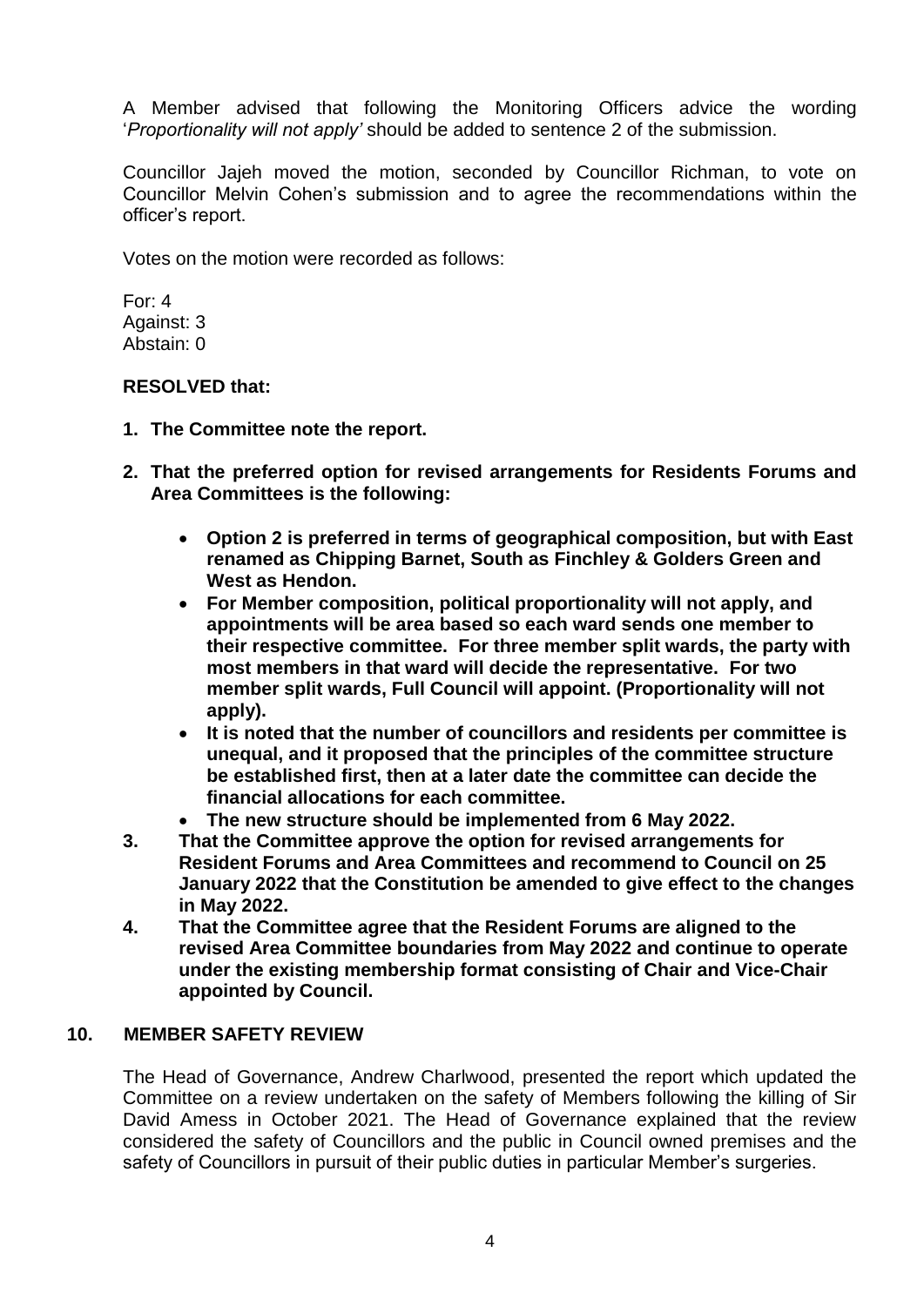A Member advised that following the Monitoring Officers advice the wording '*Proportionality will not apply'* should be added to sentence 2 of the submission.

Councillor Jajeh moved the motion, seconded by Councillor Richman, to vote on Councillor Melvin Cohen's submission and to agree the recommendations within the officer's report.

Votes on the motion were recorded as follows:

For: 4
Against: 3
Abstain: 0

**RESOLVED that:**

1. **The Committee note the report.**
2. **That the preferred option for revised arrangements for Residents Forums and Area Committees is the following:**
   - **Option 2 is preferred in terms of geographical composition, but with East renamed as Chipping Barnet, South as Finchley & Golders Green and West as Hendon.**
   - **For Member composition, political proportionality will not apply, and appointments will be area based so each ward sends one member to their respective committee. For three member split wards, the party with most members in that ward will decide the representative. For two member split wards, Full Council will appoint. (Proportionality will not apply).**
   - **It is noted that the number of councillors and residents per committee is unequal, and it proposed that the principles of the committee structure be established first, then at a later date the committee can decide the financial allocations for each committee.**
   - **The new structure should be implemented from 6 May 2022.**
3. **That the Committee approve the option for revised arrangements for Resident Forums and Area Committees and recommend to Council on 25 January 2022 that the Constitution be amended to give effect to the changes in May 2022.**
4. **That the Committee agree that the Resident Forums are aligned to the revised Area Committee boundaries from May 2022 and continue to operate under the existing membership format consisting of Chair and Vice-Chair appointed by Council.**

## 10. MEMBER SAFETY REVIEW

The Head of Governance, Andrew Charlwood, presented the report which updated the Committee on a review undertaken on the safety of Members following the killing of Sir David Amess in October 2021. The Head of Governance explained that the review considered the safety of Councillors and the public in Council owned premises and the safety of Councillors in pursuit of their public duties in particular Member's surgeries.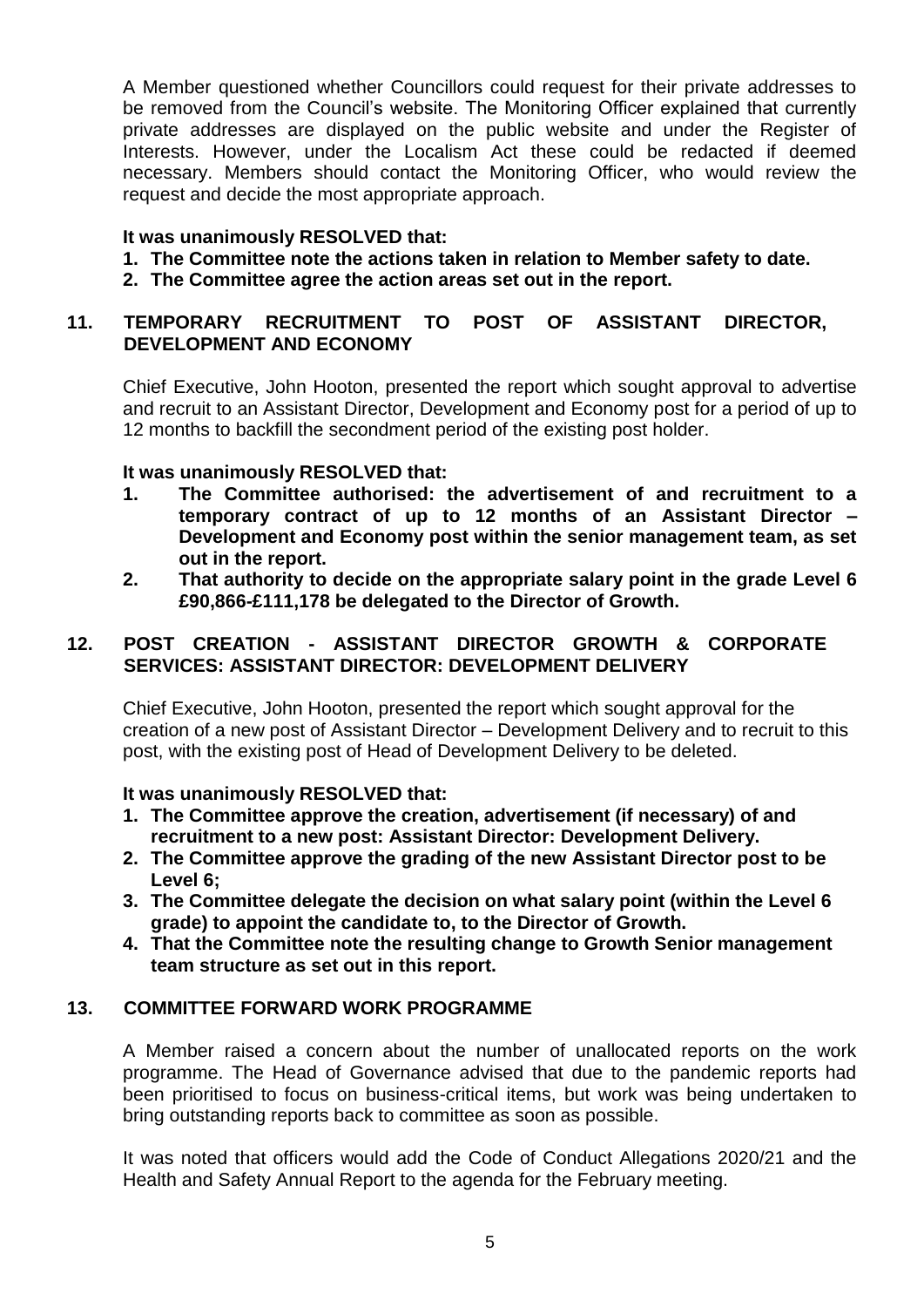A Member questioned whether Councillors could request for their private addresses to be removed from the Council's website. The Monitoring Officer explained that currently private addresses are displayed on the public website and under the Register of Interests. However, under the Localism Act these could be redacted if deemed necessary. Members should contact the Monitoring Officer, who would review the request and decide the most appropriate approach.

**It was unanimously RESOLVED that:**

1. **The Committee note the actions taken in relation to Member safety to date.**
2. **The Committee agree the action areas set out in the report.**

## 11. TEMPORARY RECRUITMENT TO POST OF ASSISTANT DIRECTOR, DEVELOPMENT AND ECONOMY

Chief Executive, John Hooton, presented the report which sought approval to advertise and recruit to an Assistant Director, Development and Economy post for a period of up to 12 months to backfill the secondment period of the existing post holder.

**It was unanimously RESOLVED that:**

1. **The Committee authorised: the advertisement of and recruitment to a temporary contract of up to 12 months of an Assistant Director – Development and Economy post within the senior management team, as set out in the report.**
2. **That authority to decide on the appropriate salary point in the grade Level 6 £90,866-£111,178 be delegated to the Director of Growth.**

## 12. POST CREATION - ASSISTANT DIRECTOR GROWTH & CORPORATE SERVICES: ASSISTANT DIRECTOR: DEVELOPMENT DELIVERY

Chief Executive, John Hooton, presented the report which sought approval for the creation of a new post of Assistant Director – Development Delivery and to recruit to this post, with the existing post of Head of Development Delivery to be deleted.

**It was unanimously RESOLVED that:**

1. **The Committee approve the creation, advertisement (if necessary) of and recruitment to a new post: Assistant Director: Development Delivery.**
2. **The Committee approve the grading of the new Assistant Director post to be Level 6;**
3. **The Committee delegate the decision on what salary point (within the Level 6 grade) to appoint the candidate to, to the Director of Growth.**
4. **That the Committee note the resulting change to Growth Senior management team structure as set out in this report.**

## 13. COMMITTEE FORWARD WORK PROGRAMME

A Member raised a concern about the number of unallocated reports on the work programme. The Head of Governance advised that due to the pandemic reports had been prioritised to focus on business-critical items, but work was being undertaken to bring outstanding reports back to committee as soon as possible.

It was noted that officers would add the Code of Conduct Allegations 2020/21 and the Health and Safety Annual Report to the agenda for the February meeting.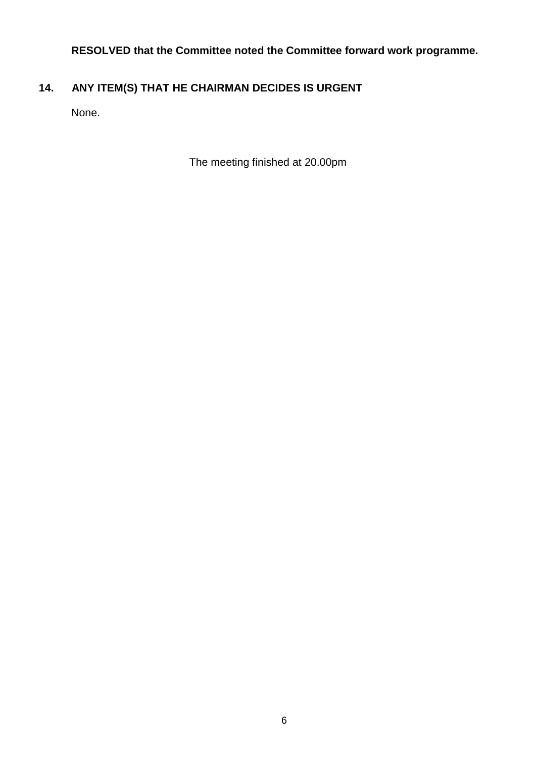**RESOLVED that the Committee noted the Committee forward work programme.**

## 14. ANY ITEM(S) THAT HE CHAIRMAN DECIDES IS URGENT

None.

The meeting finished at 20.00pm